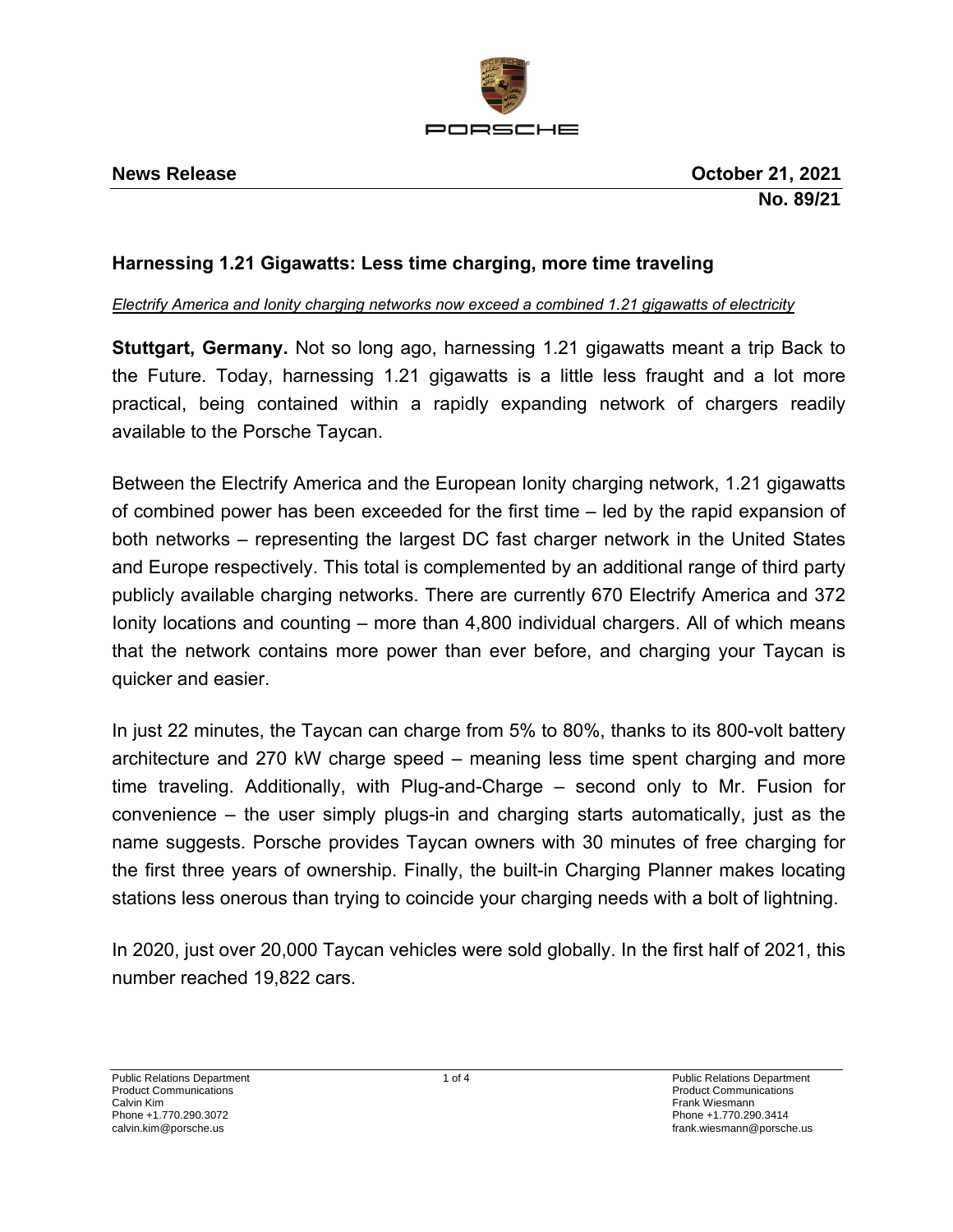**News Release** **October 21, 2021**

**No. 89/21**

## Harnessing 1.21 Gigawatts: Less time charging, more time traveling

*Electrify America and Ionity charging networks now exceed a combined 1.21 gigawatts of electricity*

**Stuttgart, Germany.** Not so long ago, harnessing 1.21 gigawatts meant a trip Back to the Future. Today, harnessing 1.21 gigawatts is a little less fraught and a lot more practical, being contained within a rapidly expanding network of chargers readily available to the Porsche Taycan.

Between the Electrify America and the European Ionity charging network, 1.21 gigawatts of combined power has been exceeded for the first time – led by the rapid expansion of both networks – representing the largest DC fast charger network in the United States and Europe respectively. This total is complemented by an additional range of third party publicly available charging networks. There are currently 670 Electrify America and 372 Ionity locations and counting – more than 4,800 individual chargers. All of which means that the network contains more power than ever before, and charging your Taycan is quicker and easier.

In just 22 minutes, the Taycan can charge from 5% to 80%, thanks to its 800-volt battery architecture and 270 kW charge speed – meaning less time spent charging and more time traveling. Additionally, with Plug-and-Charge – second only to Mr. Fusion for convenience – the user simply plugs-in and charging starts automatically, just as the name suggests. Porsche provides Taycan owners with 30 minutes of free charging for the first three years of ownership. Finally, the built-in Charging Planner makes locating stations less onerous than trying to coincide your charging needs with a bolt of lightning.

In 2020, just over 20,000 Taycan vehicles were sold globally. In the first half of 2021, this number reached 19,822 cars.

Public Relations Department
Product Communications
Calvin Kim
Phone +1.770.290.3072
calvin.kim@porsche.us

Public Relations Department
Product Communications
Frank Wiesmann
Phone +1.770.290.3414
frank.wiesmann@porsche.us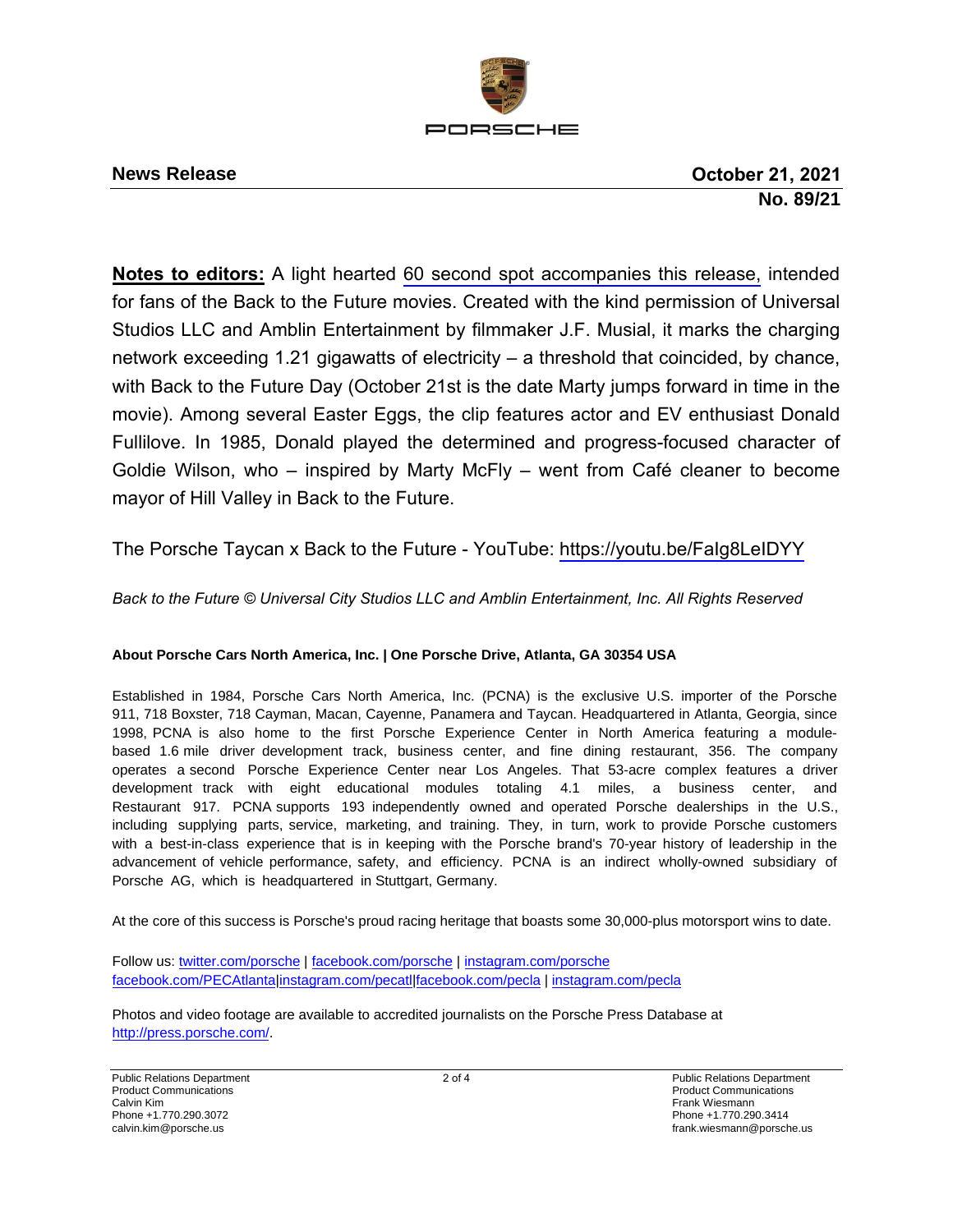**News Release** **October 21, 2021**

**No. 89/21**

**Notes to editors:** A light hearted 60 second spot accompanies this release, intended for fans of the Back to the Future movies. Created with the kind permission of Universal Studios LLC and Amblin Entertainment by filmmaker J.F. Musial, it marks the charging network exceeding 1.21 gigawatts of electricity – a threshold that coincided, by chance, with Back to the Future Day (October 21st is the date Marty jumps forward in time in the movie). Among several Easter Eggs, the clip features actor and EV enthusiast Donald Fullilove. In 1985, Donald played the determined and progress-focused character of Goldie Wilson, who – inspired by Marty McFly – went from Café cleaner to become mayor of Hill Valley in Back to the Future.

The Porsche Taycan x Back to the Future - YouTube: https://youtu.be/FaIg8LeIDYY

*Back to the Future © Universal City Studios LLC and Amblin Entertainment, Inc. All Rights Reserved*

**About Porsche Cars North America, Inc. | One Porsche Drive, Atlanta, GA 30354 USA**

Established in 1984, Porsche Cars North America, Inc. (PCNA) is the exclusive U.S. importer of the Porsche 911, 718 Boxster, 718 Cayman, Macan, Cayenne, Panamera and Taycan. Headquartered in Atlanta, Georgia, since 1998, PCNA is also home to the first Porsche Experience Center in North America featuring a module-based 1.6 mile driver development track, business center, and fine dining restaurant, 356. The company operates a second Porsche Experience Center near Los Angeles. That 53-acre complex features a driver development track with eight educational modules totaling 4.1 miles, a business center, and Restaurant 917. PCNA supports 193 independently owned and operated Porsche dealerships in the U.S., including supplying parts, service, marketing, and training. They, in turn, work to provide Porsche customers with a best-in-class experience that is in keeping with the Porsche brand's 70-year history of leadership in the advancement of vehicle performance, safety, and efficiency. PCNA is an indirect wholly-owned subsidiary of Porsche AG, which is headquartered in Stuttgart, Germany.

At the core of this success is Porsche's proud racing heritage that boasts some 30,000-plus motorsport wins to date.

Follow us: twitter.com/porsche | facebook.com/porsche | instagram.com/porsche
facebook.com/PECAtlanta|instagram.com/pecatl|facebook.com/pecla | instagram.com/pecla

Photos and video footage are available to accredited journalists on the Porsche Press Database at http://press.porsche.com/.

Public Relations Department
Product Communications
Calvin Kim
Phone +1.770.290.3072
calvin.kim@porsche.us

Public Relations Department
Product Communications
Frank Wiesmann
Phone +1.770.290.3414
frank.wiesmann@porsche.us